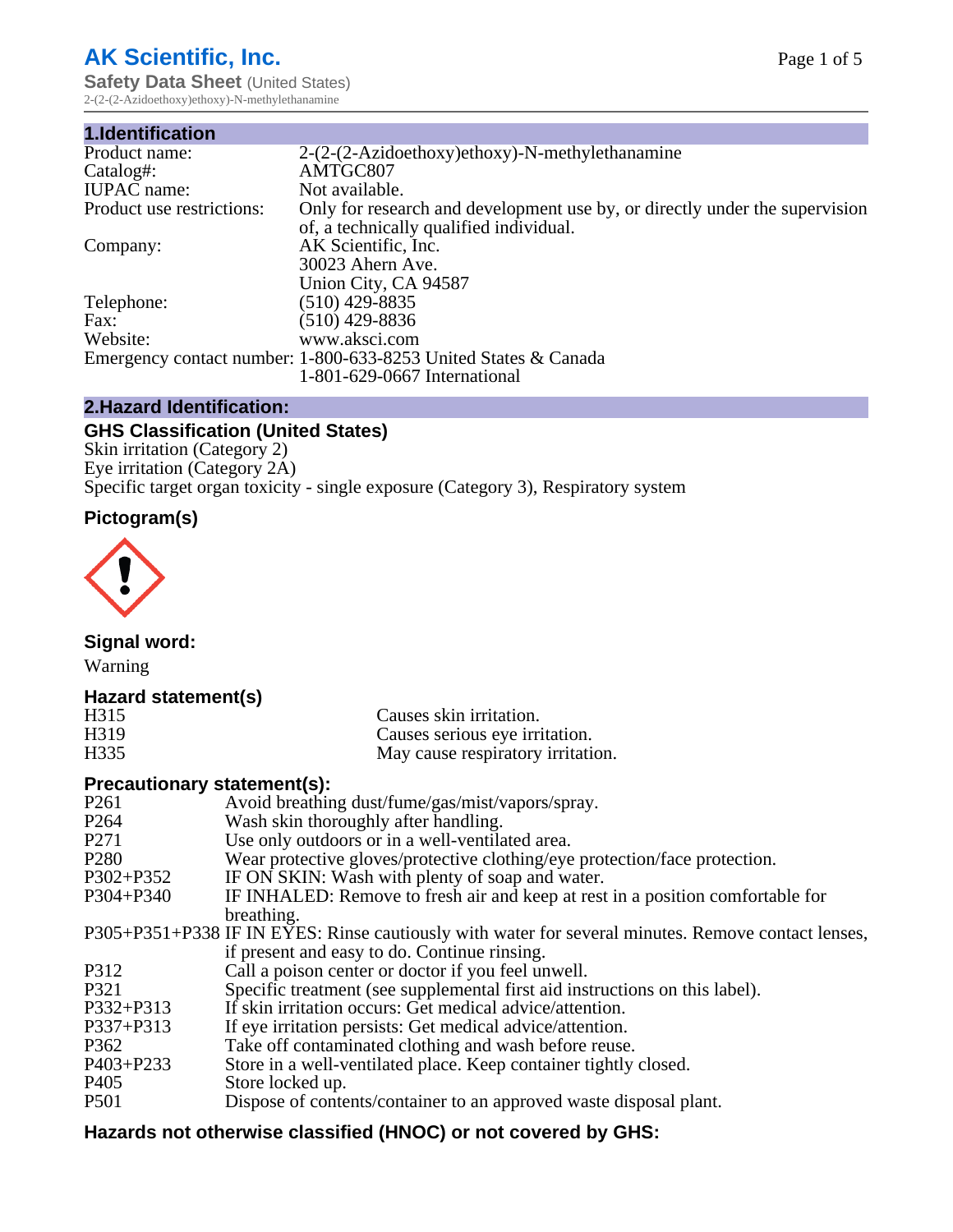# AK Scientific, Inc.

**Safety Data Sheet** (United States)
2-(2-(2-Azidoethoxy)ethoxy)-N-methylethanamine

## 1.Identification

| | |
|---|---|
| Product name: | 2-(2-(2-Azidoethoxy)ethoxy)-N-methylethanamine |
| Catalog#: | AMTGC807 |
| IUPAC name: | Not available. |
| Product use restrictions: | Only for research and development use by, or directly under the supervision of, a technically qualified individual. |
| Company: | AK Scientific, Inc. 30023 Ahern Ave. Union City, CA 94587 |
| Telephone: | (510) 429-8835 |
| Fax: | (510) 429-8836 |
| Website: | www.aksci.com |
| Emergency contact number: | 1-800-633-8253 United States & Canada 1-801-629-0667 International |

## 2.Hazard Identification:

### GHS Classification (United States)

Skin irritation (Category 2)
Eye irritation (Category 2A)
Specific target organ toxicity - single exposure (Category 3), Respiratory system

### Pictogram(s)

### Signal word:

Warning

### Hazard statement(s)

| | |
|---|---|
| H315 | Causes skin irritation. |
| H319 | Causes serious eye irritation. |
| H335 | May cause respiratory irritation. |

### Precautionary statement(s):

| | |
|---|---|
| P261 | Avoid breathing dust/fume/gas/mist/vapors/spray. |
| P264 | Wash skin thoroughly after handling. |
| P271 | Use only outdoors or in a well-ventilated area. |
| P280 | Wear protective gloves/protective clothing/eye protection/face protection. |
| P302+P352 | IF ON SKIN: Wash with plenty of soap and water. |
| P304+P340 | IF INHALED: Remove to fresh air and keep at rest in a position comfortable for breathing. |
| P305+P351+P338 | IF IN EYES: Rinse cautiously with water for several minutes. Remove contact lenses, if present and easy to do. Continue rinsing. |
| P312 | Call a poison center or doctor if you feel unwell. |
| P321 | Specific treatment (see supplemental first aid instructions on this label). |
| P332+P313 | If skin irritation occurs: Get medical advice/attention. |
| P337+P313 | If eye irritation persists: Get medical advice/attention. |
| P362 | Take off contaminated clothing and wash before reuse. |
| P403+P233 | Store in a well-ventilated place. Keep container tightly closed. |
| P405 | Store locked up. |
| P501 | Dispose of contents/container to an approved waste disposal plant. |

### Hazards not otherwise classified (HNOC) or not covered by GHS: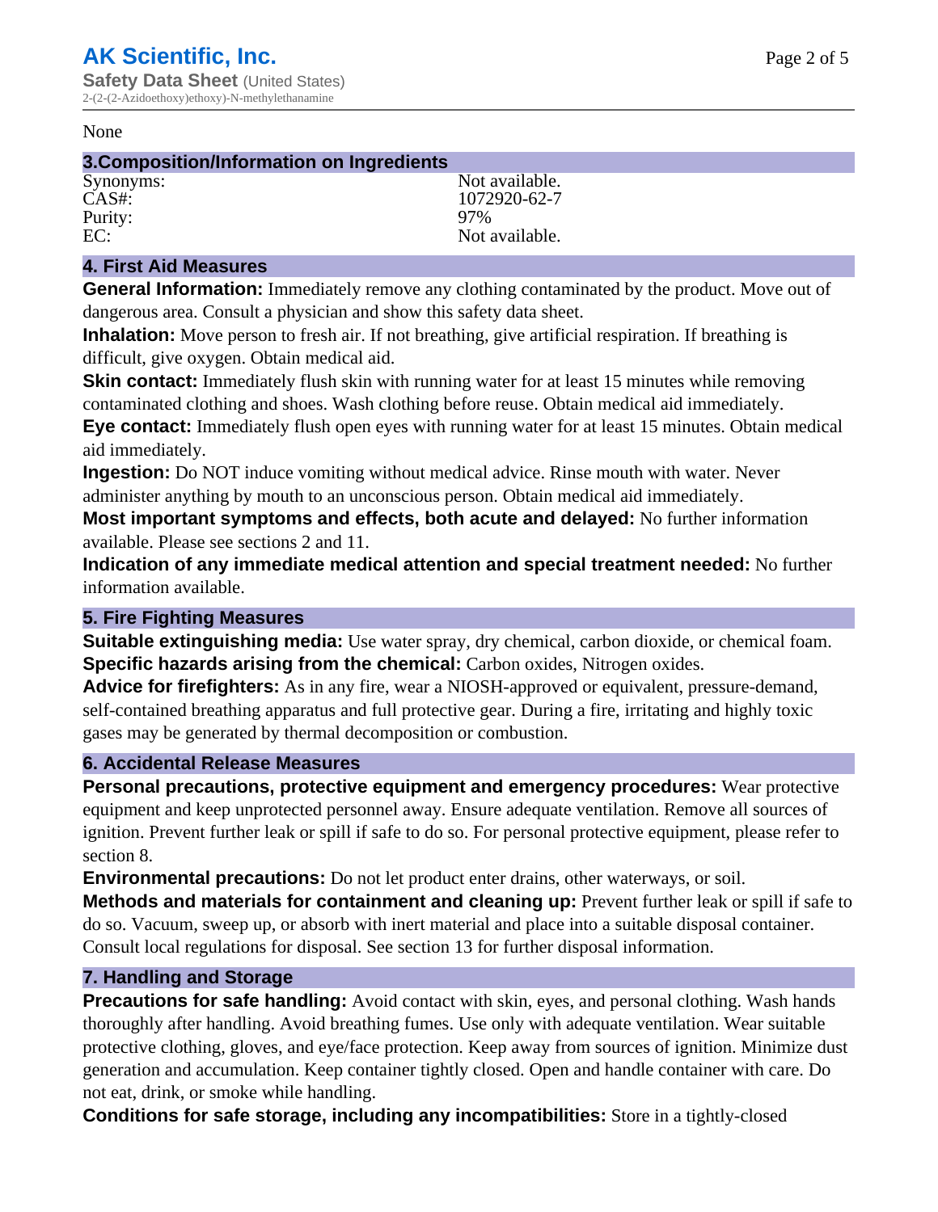None

## 3.Composition/Information on Ingredients

| | |
|---|---|
| Synonyms: | Not available. |
| CAS#: | 1072920-62-7 |
| Purity: | 97% |
| EC: | Not available. |

## 4. First Aid Measures

**General Information:** Immediately remove any clothing contaminated by the product. Move out of dangerous area. Consult a physician and show this safety data sheet.

**Inhalation:** Move person to fresh air. If not breathing, give artificial respiration. If breathing is difficult, give oxygen. Obtain medical aid.

**Skin contact:** Immediately flush skin with running water for at least 15 minutes while removing contaminated clothing and shoes. Wash clothing before reuse. Obtain medical aid immediately.

**Eye contact:** Immediately flush open eyes with running water for at least 15 minutes. Obtain medical aid immediately.

**Ingestion:** Do NOT induce vomiting without medical advice. Rinse mouth with water. Never administer anything by mouth to an unconscious person. Obtain medical aid immediately.

**Most important symptoms and effects, both acute and delayed:** No further information available. Please see sections 2 and 11.

**Indication of any immediate medical attention and special treatment needed:** No further information available.

## 5. Fire Fighting Measures

**Suitable extinguishing media:** Use water spray, dry chemical, carbon dioxide, or chemical foam.

**Specific hazards arising from the chemical:** Carbon oxides, Nitrogen oxides.

**Advice for firefighters:** As in any fire, wear a NIOSH-approved or equivalent, pressure-demand, self-contained breathing apparatus and full protective gear. During a fire, irritating and highly toxic gases may be generated by thermal decomposition or combustion.

## 6. Accidental Release Measures

**Personal precautions, protective equipment and emergency procedures:** Wear protective equipment and keep unprotected personnel away. Ensure adequate ventilation. Remove all sources of ignition. Prevent further leak or spill if safe to do so. For personal protective equipment, please refer to section 8.

**Environmental precautions:** Do not let product enter drains, other waterways, or soil.

**Methods and materials for containment and cleaning up:** Prevent further leak or spill if safe to do so. Vacuum, sweep up, or absorb with inert material and place into a suitable disposal container. Consult local regulations for disposal. See section 13 for further disposal information.

## 7. Handling and Storage

**Precautions for safe handling:** Avoid contact with skin, eyes, and personal clothing. Wash hands thoroughly after handling. Avoid breathing fumes. Use only with adequate ventilation. Wear suitable protective clothing, gloves, and eye/face protection. Keep away from sources of ignition. Minimize dust generation and accumulation. Keep container tightly closed. Open and handle container with care. Do not eat, drink, or smoke while handling.

**Conditions for safe storage, including any incompatibilities:** Store in a tightly-closed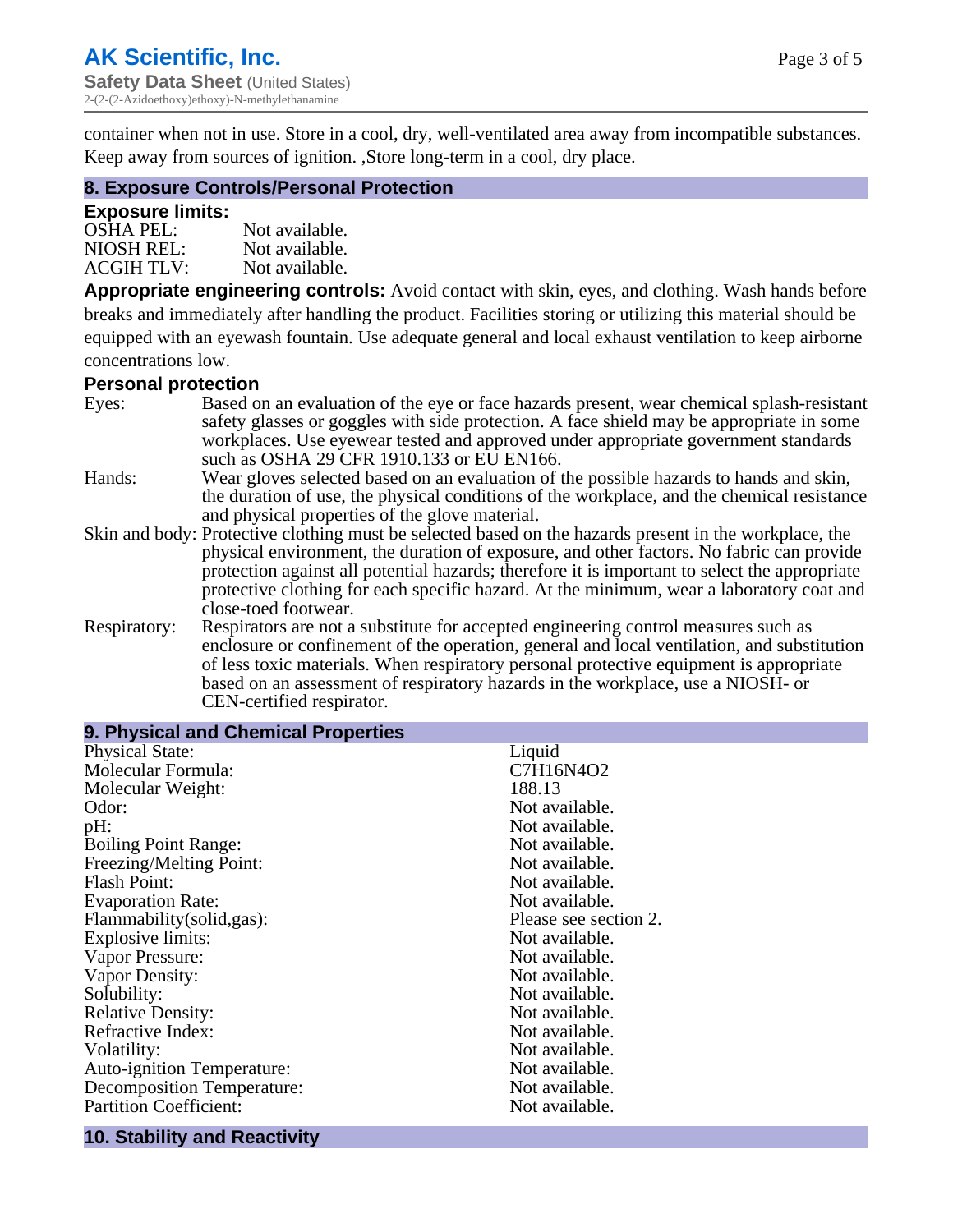container when not in use. Store in a cool, dry, well-ventilated area away from incompatible substances. Keep away from sources of ignition. ,Store long-term in a cool, dry place.

## 8. Exposure Controls/Personal Protection

### Exposure limits:

| | |
|---|---|
| OSHA PEL: | Not available. |
| NIOSH REL: | Not available. |
| ACGIH TLV: | Not available. |

**Appropriate engineering controls:** Avoid contact with skin, eyes, and clothing. Wash hands before breaks and immediately after handling the product. Facilities storing or utilizing this material should be equipped with an eyewash fountain. Use adequate general and local exhaust ventilation to keep airborne concentrations low.

### Personal protection

| | |
|---|---|
| Eyes: | Based on an evaluation of the eye or face hazards present, wear chemical splash-resistant safety glasses or goggles with side protection. A face shield may be appropriate in some workplaces. Use eyewear tested and approved under appropriate government standards such as OSHA 29 CFR 1910.133 or EU EN166. |
| Hands: | Wear gloves selected based on an evaluation of the possible hazards to hands and skin, the duration of use, the physical conditions of the workplace, and the chemical resistance and physical properties of the glove material. |
| Skin and body: | Protective clothing must be selected based on the hazards present in the workplace, the physical environment, the duration of exposure, and other factors. No fabric can provide protection against all potential hazards; therefore it is important to select the appropriate protective clothing for each specific hazard. At the minimum, wear a laboratory coat and close-toed footwear. |
| Respiratory: | Respirators are not a substitute for accepted engineering control measures such as enclosure or confinement of the operation, general and local ventilation, and substitution of less toxic materials. When respiratory personal protective equipment is appropriate based on an assessment of respiratory hazards in the workplace, use a NIOSH- or CEN-certified respirator. |

## 9. Physical and Chemical Properties

| | |
|---|---|
| Physical State: | Liquid |
| Molecular Formula: | $C_7H_{16}N_4O_2$ |
| Molecular Weight: | 188.13 |
| Odor: | Not available. |
| pH: | Not available. |
| Boiling Point Range: | Not available. |
| Freezing/Melting Point: | Not available. |
| Flash Point: | Not available. |
| Evaporation Rate: | Not available. |
| Flammability(solid,gas): | Please see section 2. |
| Explosive limits: | Not available. |
| Vapor Pressure: | Not available. |
| Vapor Density: | Not available. |
| Solubility: | Not available. |
| Relative Density: | Not available. |
| Refractive Index: | Not available. |
| Volatility: | Not available. |
| Auto-ignition Temperature: | Not available. |
| Decomposition Temperature: | Not available. |
| Partition Coefficient: | Not available. |

## 10. Stability and Reactivity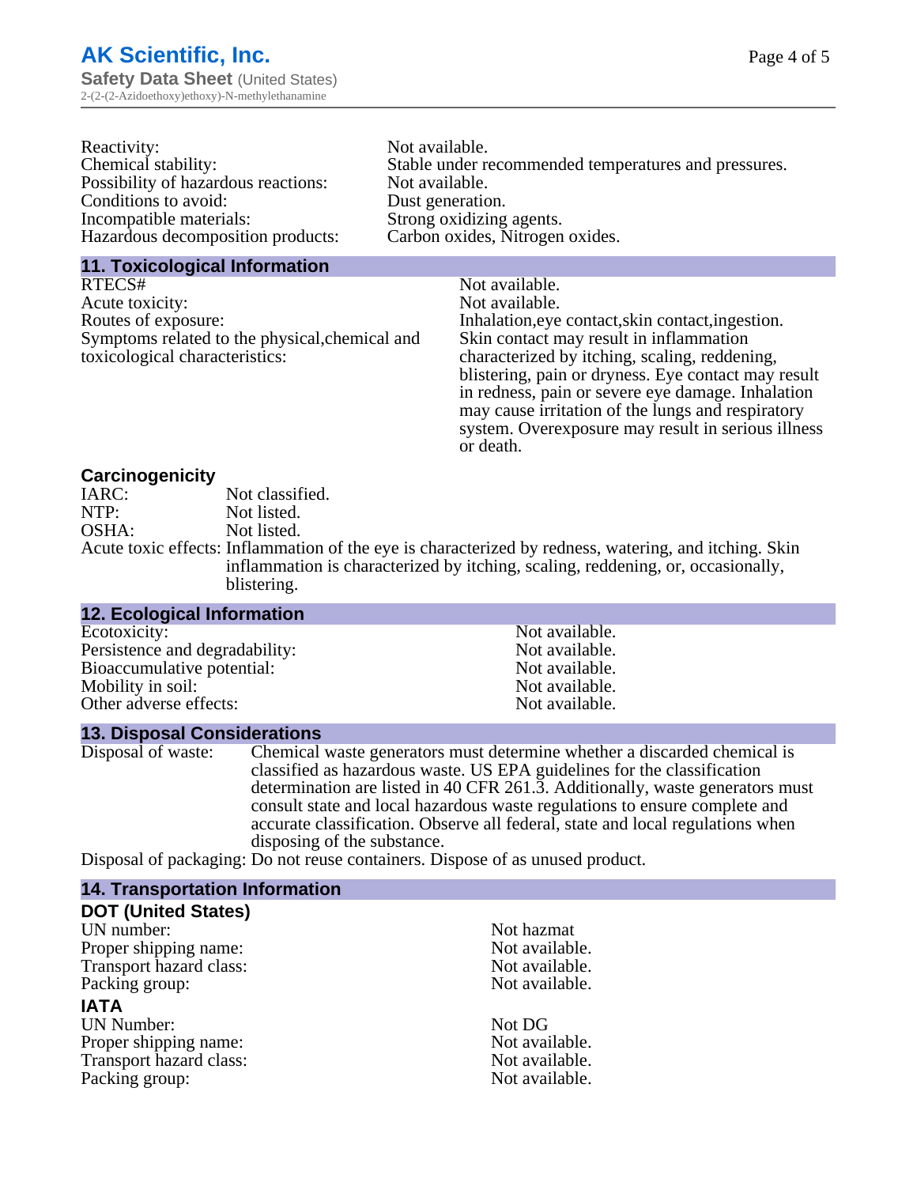| | |
|---|---|
| Reactivity: | Not available. |
| Chemical stability: | Stable under recommended temperatures and pressures. |
| Possibility of hazardous reactions: | Not available. |
| Conditions to avoid: | Dust generation. |
| Incompatible materials: | Strong oxidizing agents. |
| Hazardous decomposition products: | Carbon oxides, Nitrogen oxides. |

## 11. Toxicological Information

| | |
|---|---|
| RTECS# | Not available. |
| Acute toxicity: | Not available. |
| Routes of exposure: | Inhalation,eye contact,skin contact,ingestion. |
| Symptoms related to the physical,chemical and toxicological characteristics: | Skin contact may result in inflammation characterized by itching, scaling, reddening, blistering, pain or dryness. Eye contact may result in redness, pain or severe eye damage. Inhalation may cause irritation of the lungs and respiratory system. Overexposure may result in serious illness or death. |

### Carcinogenicity

| | |
|---|---|
| IARC: | Not classified. |
| NTP: | Not listed. |
| OSHA: | Not listed. |
| Acute toxic effects: | Inflammation of the eye is characterized by redness, watering, and itching. Skin inflammation is characterized by itching, scaling, reddening, or, occasionally, blistering. |

## 12. Ecological Information

| | |
|---|---|
| Ecotoxicity: | Not available. |
| Persistence and degradability: | Not available. |
| Bioaccumulative potential: | Not available. |
| Mobility in soil: | Not available. |
| Other adverse effects: | Not available. |

## 13. Disposal Considerations

| | |
|---|---|
| Disposal of waste: | Chemical waste generators must determine whether a discarded chemical is classified as hazardous waste. US EPA guidelines for the classification determination are listed in 40 CFR 261.3. Additionally, waste generators must consult state and local hazardous waste regulations to ensure complete and accurate classification. Observe all federal, state and local regulations when disposing of the substance. |
| Disposal of packaging: | Do not reuse containers. Dispose of as unused product. |

## 14. Transportation Information

### DOT (United States)

| | |
|---|---|
| UN number: | Not hazmat |
| Proper shipping name: | Not available. |
| Transport hazard class: | Not available. |
| Packing group: | Not available. |

### IATA

| | |
|---|---|
| UN Number: | Not DG |
| Proper shipping name: | Not available. |
| Transport hazard class: | Not available. |
| Packing group: | Not available. |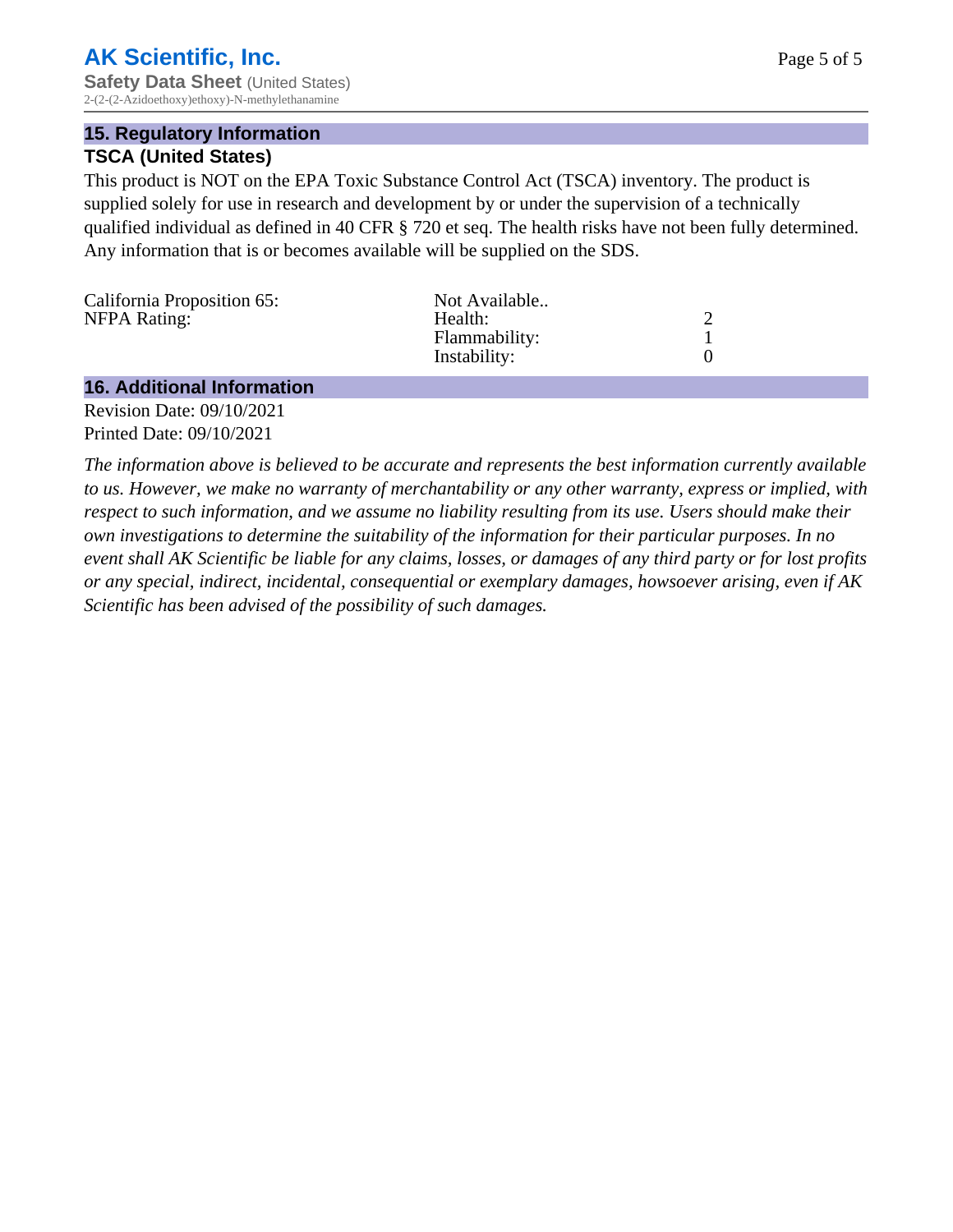## 15. Regulatory Information

### TSCA (United States)

This product is NOT on the EPA Toxic Substance Control Act (TSCA) inventory. The product is supplied solely for use in research and development by or under the supervision of a technically qualified individual as defined in 40 CFR § 720 et seq. The health risks have not been fully determined. Any information that is or becomes available will be supplied on the SDS.

| | | |
|---|---|---|
| California Proposition 65: | Not Available.. | |
| NFPA Rating: | Health: | 2 |
| | Flammability: | 1 |
| | Instability: | 0 |

## 16. Additional Information

Revision Date: 09/10/2021
Printed Date: 09/10/2021

*The information above is believed to be accurate and represents the best information currently available to us. However, we make no warranty of merchantability or any other warranty, express or implied, with respect to such information, and we assume no liability resulting from its use. Users should make their own investigations to determine the suitability of the information for their particular purposes. In no event shall AK Scientific be liable for any claims, losses, or damages of any third party or for lost profits or any special, indirect, incidental, consequential or exemplary damages, howsoever arising, even if AK Scientific has been advised of the possibility of such damages.*